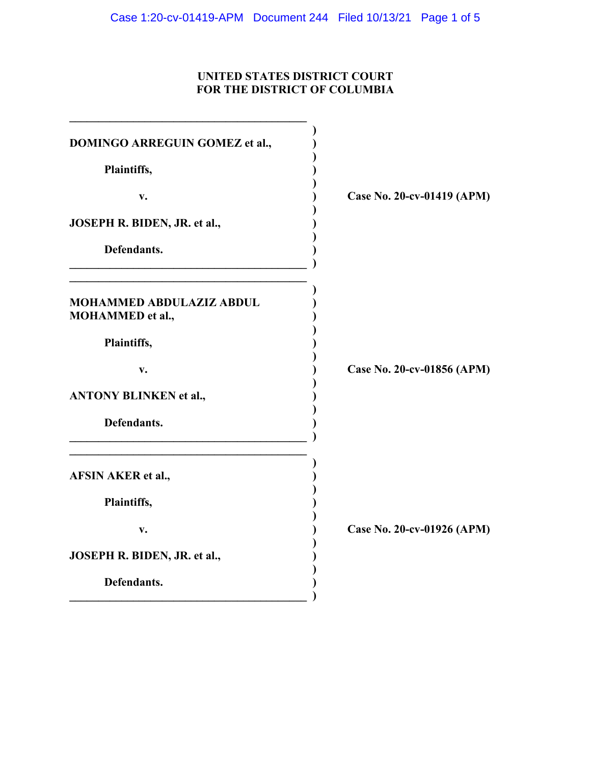**UNITED STATES DISTRICT COURT**
**FOR THE DISTRICT OF COLUMBIA**

---

**DOMINGO ARREGUIN GOMEZ et al.,**

**Plaintiffs,**

**v.**

**JOSEPH R. BIDEN, JR. et al.,**

**Defendants.**

**Case No. 20-cv-01419 (APM)**

---

**MOHAMMED ABDULAZIZ ABDUL MOHAMMED et al.,**

**Plaintiffs,**

**v.**

**ANTONY BLINKEN et al.,**

**Defendants.**

**Case No. 20-cv-01856 (APM)**

---

**AFSIN AKER et al.,**

**Plaintiffs,**

**v.**

**JOSEPH R. BIDEN, JR. et al.,**

**Defendants.**

**Case No. 20-cv-01926 (APM)**

---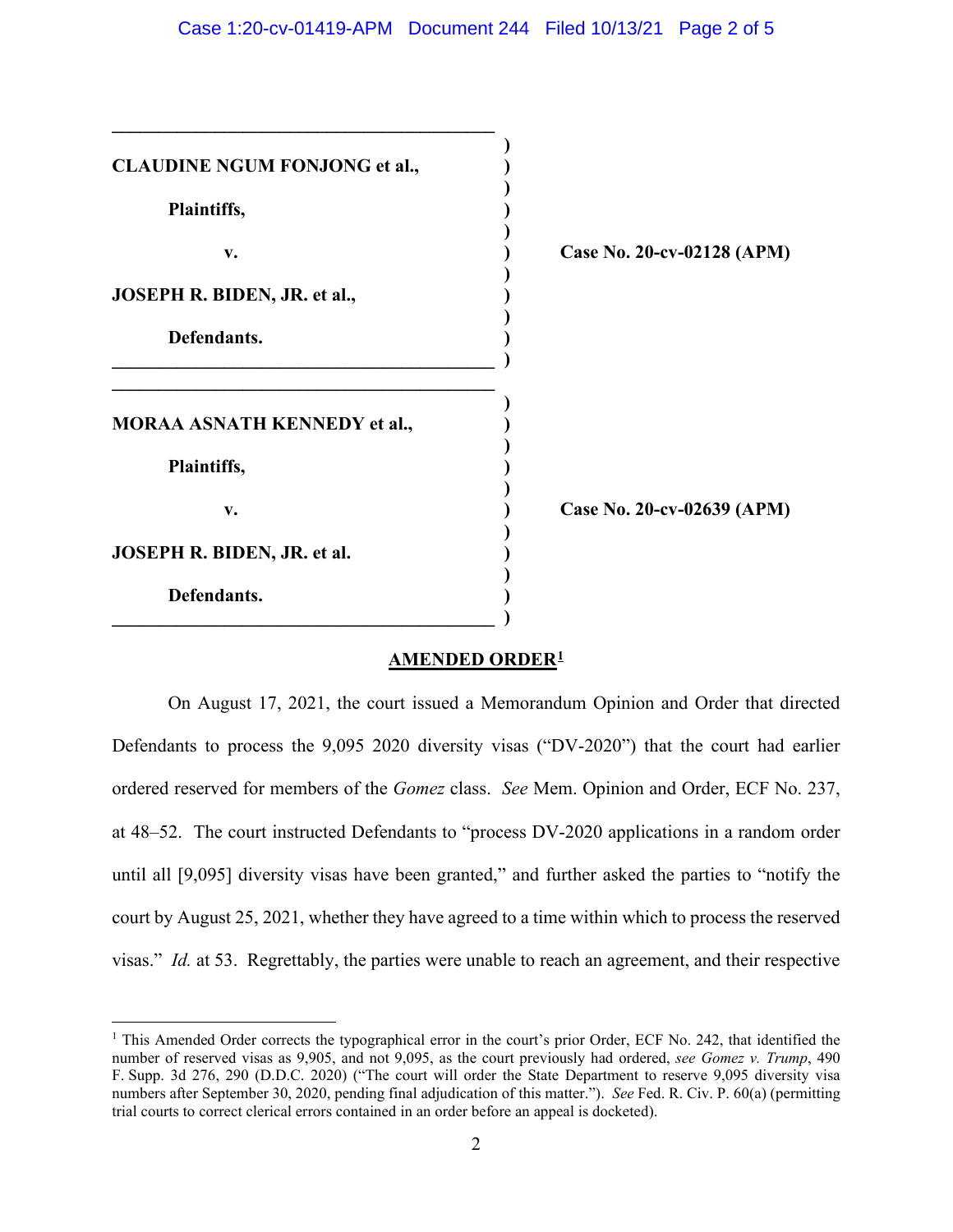**CLAUDINE NGUM FONJONG et al.,**

**Plaintiffs,**

**v.**

**JOSEPH R. BIDEN, JR. et al.,**

**Defendants.**

**Case No. 20-cv-02128 (APM)**

---

**MORAA ASNATH KENNEDY et al.,**

**Plaintiffs,**

**v.**

**JOSEPH R. BIDEN, JR. et al.**

**Defendants.**

**Case No. 20-cv-02639 (APM)**

---

## AMENDED ORDER[1]

On August 17, 2021, the court issued a Memorandum Opinion and Order that directed Defendants to process the 9,095 2020 diversity visas ("DV-2020") that the court had earlier ordered reserved for members of the *Gomez* class. *See* Mem. Opinion and Order, ECF No. 237, at 48–52. The court instructed Defendants to "process DV-2020 applications in a random order until all [9,095] diversity visas have been granted," and further asked the parties to "notify the court by August 25, 2021, whether they have agreed to a time within which to process the reserved visas." *Id.* at 53. Regrettably, the parties were unable to reach an agreement, and their respective

---

[1] This Amended Order corrects the typographical error in the court's prior Order, ECF No. 242, that identified the number of reserved visas as 9,905, and not 9,095, as the court previously had ordered, *see Gomez v. Trump*, 490 F. Supp. 3d 276, 290 (D.D.C. 2020) ("The court will order the State Department to reserve 9,095 diversity visa numbers after September 30, 2020, pending final adjudication of this matter."). *See* Fed. R. Civ. P. 60(a) (permitting trial courts to correct clerical errors contained in an order before an appeal is docketed).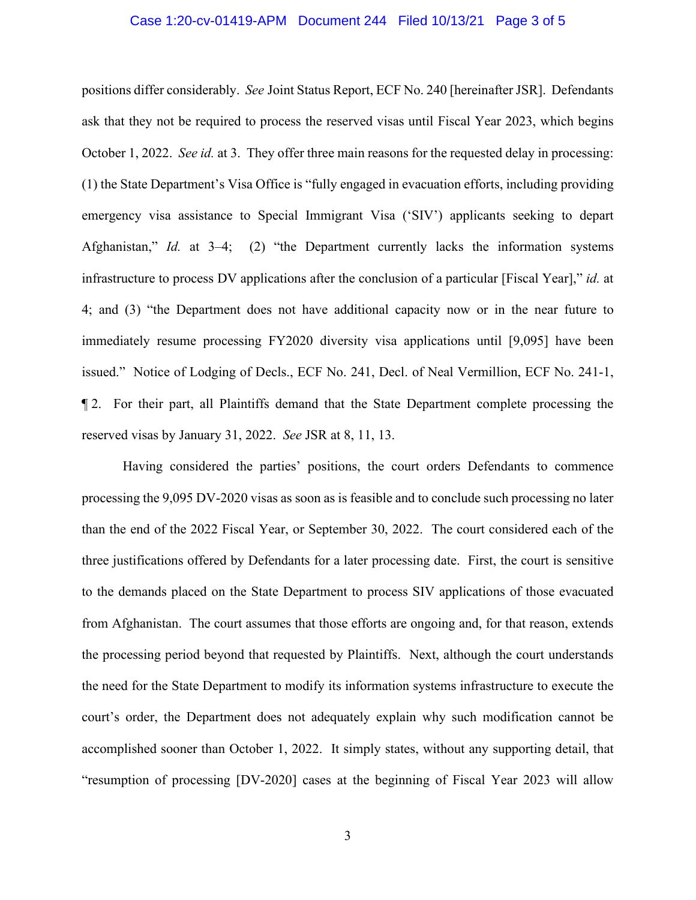positions differ considerably. *See* Joint Status Report, ECF No. 240 [hereinafter JSR]. Defendants ask that they not be required to process the reserved visas until Fiscal Year 2023, which begins October 1, 2022. *See id.* at 3. They offer three main reasons for the requested delay in processing: (1) the State Department's Visa Office is "fully engaged in evacuation efforts, including providing emergency visa assistance to Special Immigrant Visa ('SIV') applicants seeking to depart Afghanistan," *Id.* at 3–4; (2) "the Department currently lacks the information systems infrastructure to process DV applications after the conclusion of a particular [Fiscal Year]," *id.* at 4; and (3) "the Department does not have additional capacity now or in the near future to immediately resume processing FY2020 diversity visa applications until [9,095] have been issued." Notice of Lodging of Decls., ECF No. 241, Decl. of Neal Vermillion, ECF No. 241-1, ¶ 2. For their part, all Plaintiffs demand that the State Department complete processing the reserved visas by January 31, 2022. *See* JSR at 8, 11, 13.

Having considered the parties' positions, the court orders Defendants to commence processing the 9,095 DV-2020 visas as soon as is feasible and to conclude such processing no later than the end of the 2022 Fiscal Year, or September 30, 2022. The court considered each of the three justifications offered by Defendants for a later processing date. First, the court is sensitive to the demands placed on the State Department to process SIV applications of those evacuated from Afghanistan. The court assumes that those efforts are ongoing and, for that reason, extends the processing period beyond that requested by Plaintiffs. Next, although the court understands the need for the State Department to modify its information systems infrastructure to execute the court's order, the Department does not adequately explain why such modification cannot be accomplished sooner than October 1, 2022. It simply states, without any supporting detail, that "resumption of processing [DV-2020] cases at the beginning of Fiscal Year 2023 will allow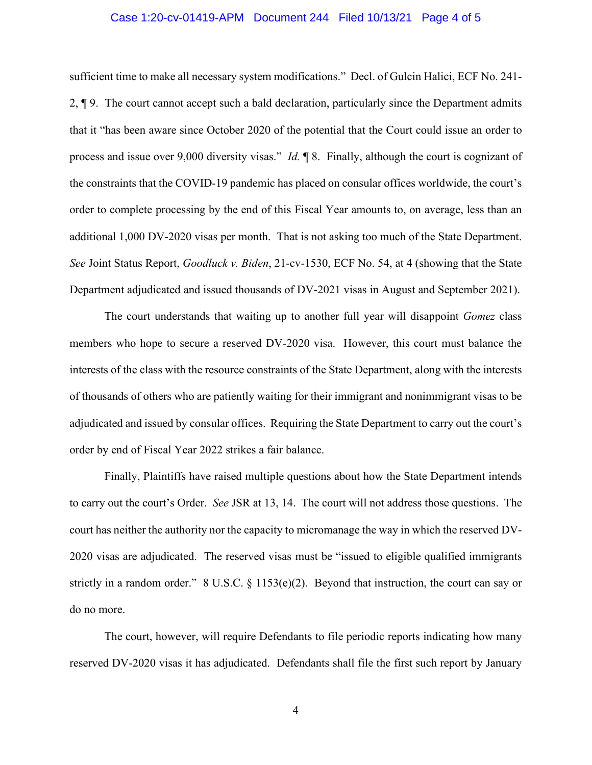sufficient time to make all necessary system modifications." Decl. of Gulcin Halici, ECF No. 241-2, ¶ 9. The court cannot accept such a bald declaration, particularly since the Department admits that it "has been aware since October 2020 of the potential that the Court could issue an order to process and issue over 9,000 diversity visas." *Id.* ¶ 8. Finally, although the court is cognizant of the constraints that the COVID-19 pandemic has placed on consular offices worldwide, the court's order to complete processing by the end of this Fiscal Year amounts to, on average, less than an additional 1,000 DV-2020 visas per month. That is not asking too much of the State Department. *See* Joint Status Report, *Goodluck v. Biden*, 21-cv-1530, ECF No. 54, at 4 (showing that the State Department adjudicated and issued thousands of DV-2021 visas in August and September 2021).

The court understands that waiting up to another full year will disappoint *Gomez* class members who hope to secure a reserved DV-2020 visa. However, this court must balance the interests of the class with the resource constraints of the State Department, along with the interests of thousands of others who are patiently waiting for their immigrant and nonimmigrant visas to be adjudicated and issued by consular offices. Requiring the State Department to carry out the court's order by end of Fiscal Year 2022 strikes a fair balance.

Finally, Plaintiffs have raised multiple questions about how the State Department intends to carry out the court's Order. *See* JSR at 13, 14. The court will not address those questions. The court has neither the authority nor the capacity to micromanage the way in which the reserved DV-2020 visas are adjudicated. The reserved visas must be "issued to eligible qualified immigrants strictly in a random order." 8 U.S.C. § 1153(e)(2). Beyond that instruction, the court can say or do no more.

The court, however, will require Defendants to file periodic reports indicating how many reserved DV-2020 visas it has adjudicated. Defendants shall file the first such report by January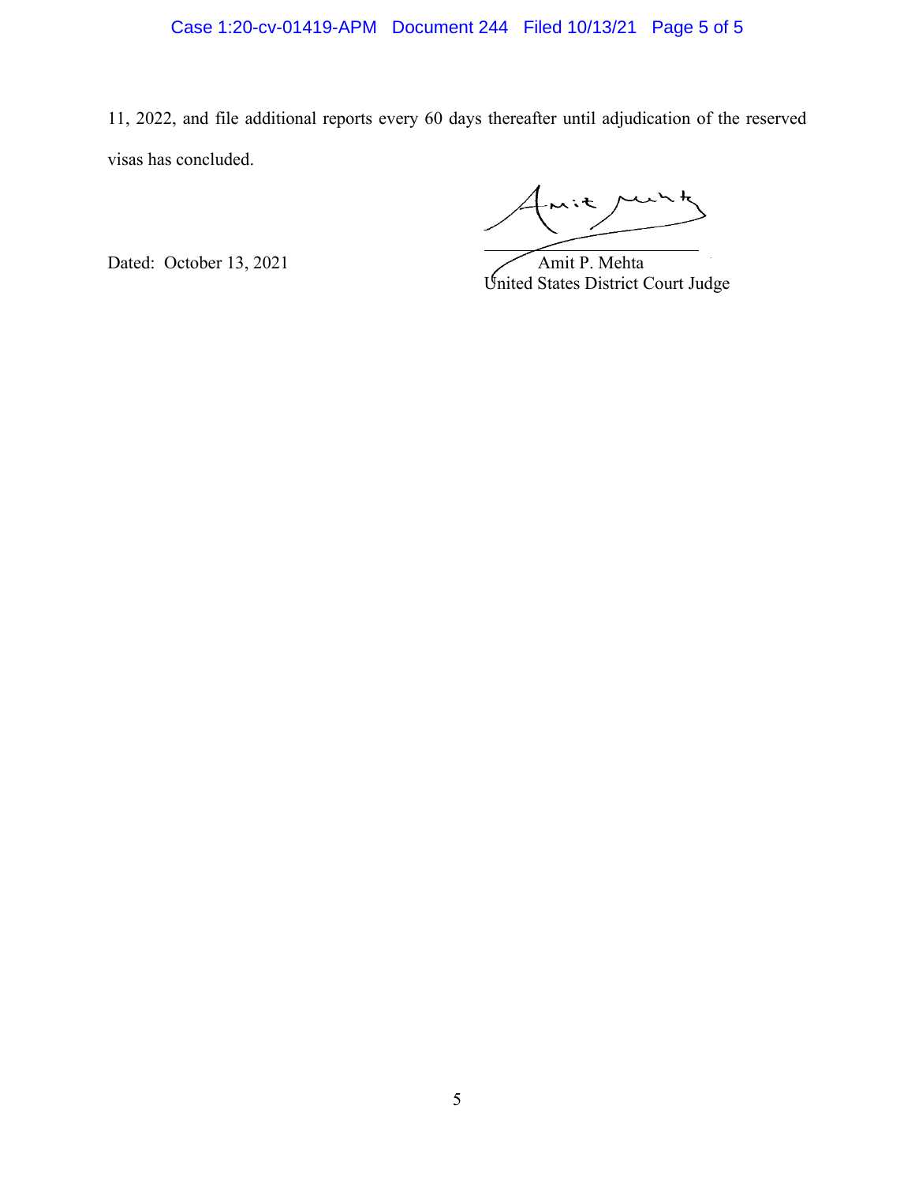11, 2022, and file additional reports every 60 days thereafter until adjudication of the reserved visas has concluded.

Dated: October 13, 2021

Amit P. Mehta
United States District Court Judge